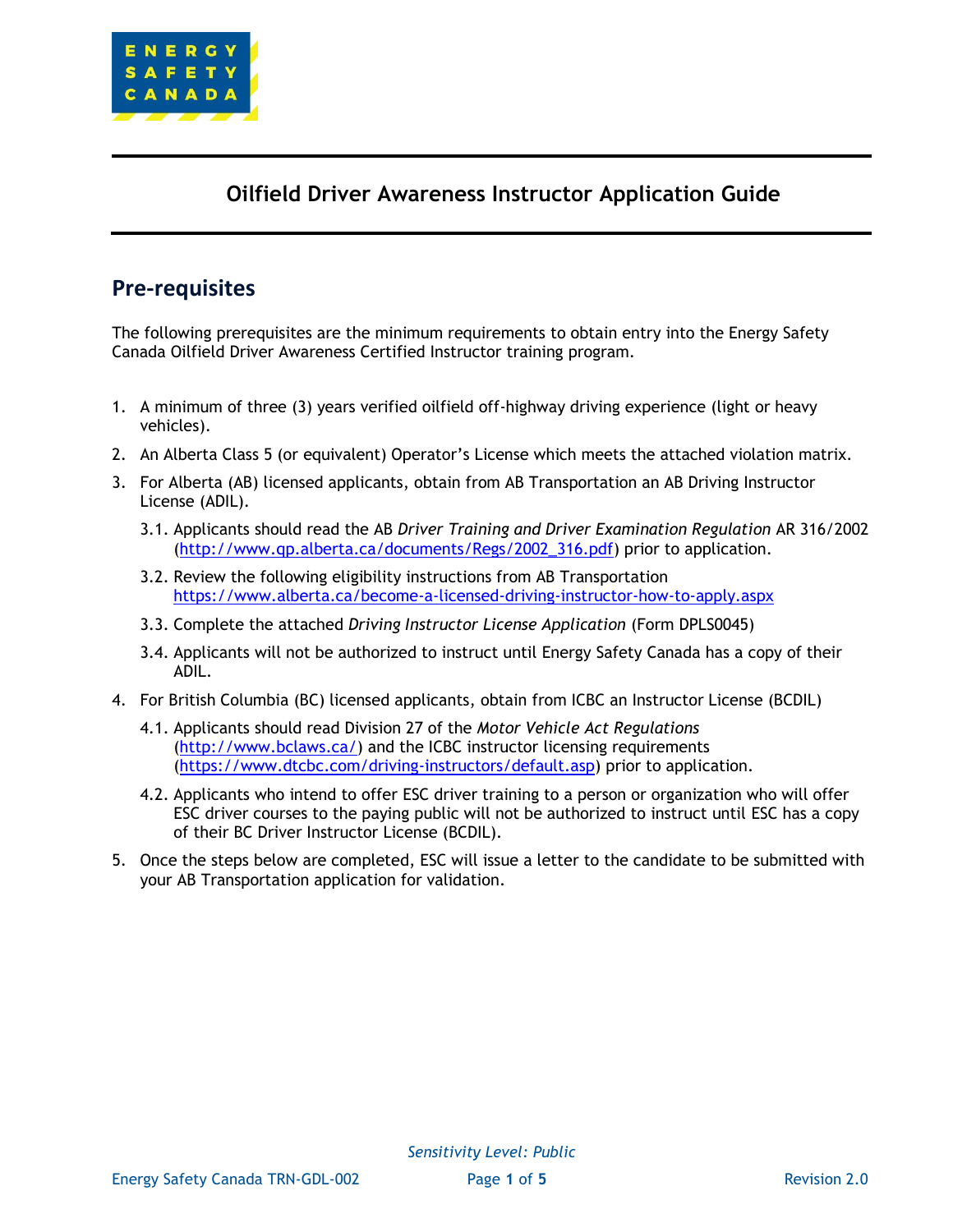# Oilfield Driver Awareness Instructor Application Guide

## Pre-requisites

The following prerequisites are the minimum requirements to obtain entry into the Energy Safety Canada Oilfield Driver Awareness Certified Instructor training program.

1. A minimum of three (3) years verified oilfield off-highway driving experience (light or heavy vehicles).
2. An Alberta Class 5 (or equivalent) Operator's License which meets the attached violation matrix.
3. For Alberta (AB) licensed applicants, obtain from AB Transportation an AB Driving Instructor License (ADIL).
   - 3.1. Applicants should read the AB *Driver Training and Driver Examination Regulation* AR 316/2002 (http://www.qp.alberta.ca/documents/Regs/2002_316.pdf) prior to application.
   - 3.2. Review the following eligibility instructions from AB Transportation https://www.alberta.ca/become-a-licensed-driving-instructor-how-to-apply.aspx
   - 3.3. Complete the attached *Driving Instructor License Application* (Form DPLS0045)
   - 3.4. Applicants will not be authorized to instruct until Energy Safety Canada has a copy of their ADIL.
4. For British Columbia (BC) licensed applicants, obtain from ICBC an Instructor License (BCDIL)
   - 4.1. Applicants should read Division 27 of the *Motor Vehicle Act Regulations* (http://www.bclaws.ca/) and the ICBC instructor licensing requirements (https://www.dtcbc.com/driving-instructors/default.asp) prior to application.
   - 4.2. Applicants who intend to offer ESC driver training to a person or organization who will offer ESC driver courses to the paying public will not be authorized to instruct until ESC has a copy of their BC Driver Instructor License (BCDIL).
5. Once the steps below are completed, ESC will issue a letter to the candidate to be submitted with your AB Transportation application for validation.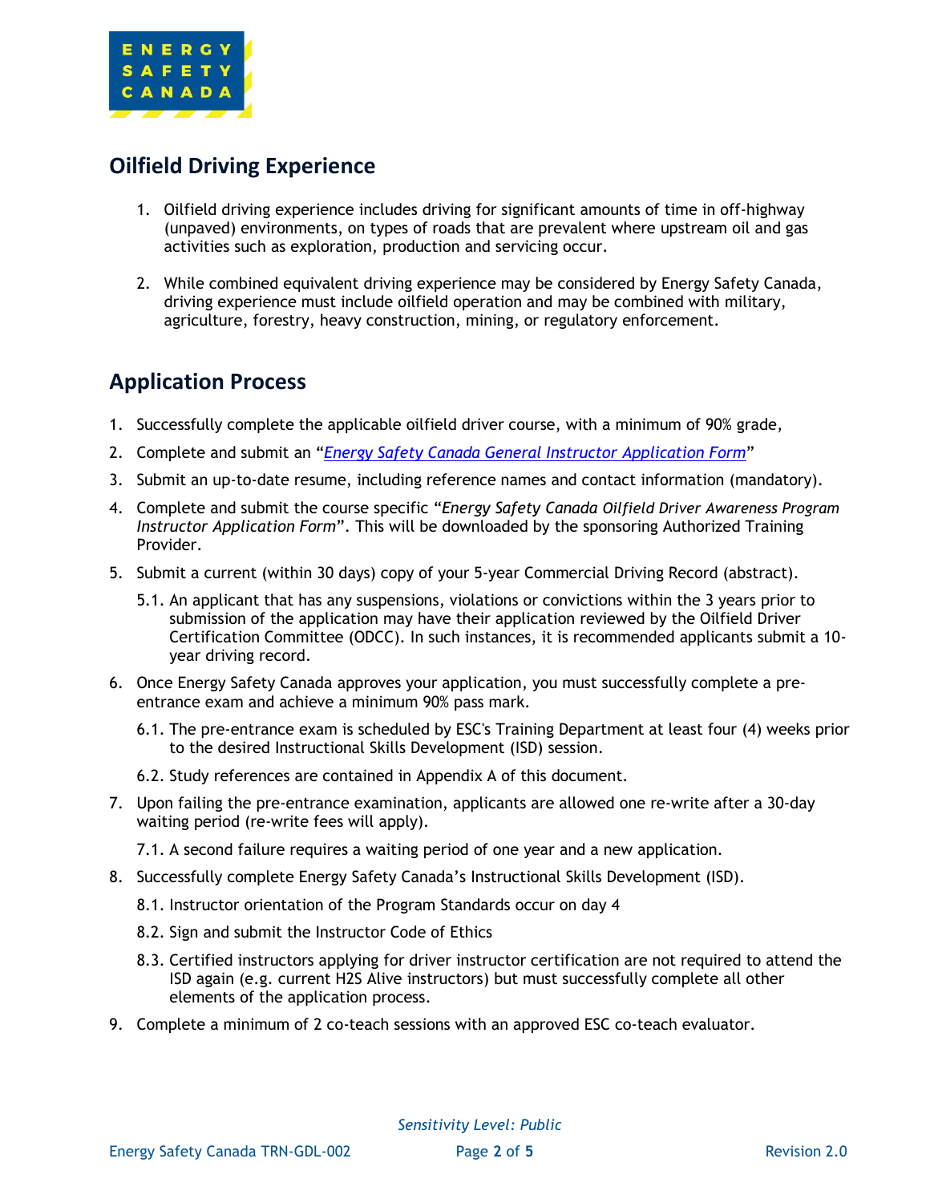## Oilfield Driving Experience

1. Oilfield driving experience includes driving for significant amounts of time in off-highway (unpaved) environments, on types of roads that are prevalent where upstream oil and gas activities such as exploration, production and servicing occur.

2. While combined equivalent driving experience may be considered by Energy Safety Canada, driving experience must include oilfield operation and may be combined with military, agriculture, forestry, heavy construction, mining, or regulatory enforcement.

## Application Process

1. Successfully complete the applicable oilfield driver course, with a minimum of 90% grade,
2. Complete and submit an "*Energy Safety Canada General Instructor Application Form*"
3. Submit an up-to-date resume, including reference names and contact information (mandatory).
4. Complete and submit the course specific "*Energy Safety Canada Oilfield Driver Awareness Program Instructor Application Form*". This will be downloaded by the sponsoring Authorized Training Provider.
5. Submit a current (within 30 days) copy of your 5-year Commercial Driving Record (abstract).
   5.1. An applicant that has any suspensions, violations or convictions within the 3 years prior to submission of the application may have their application reviewed by the Oilfield Driver Certification Committee (ODCC). In such instances, it is recommended applicants submit a 10-year driving record.
6. Once Energy Safety Canada approves your application, you must successfully complete a pre-entrance exam and achieve a minimum 90% pass mark.
   6.1. The pre-entrance exam is scheduled by ESC's Training Department at least four (4) weeks prior to the desired Instructional Skills Development (ISD) session.
   6.2. Study references are contained in Appendix A of this document.
7. Upon failing the pre-entrance examination, applicants are allowed one re-write after a 30-day waiting period (re-write fees will apply).
   7.1. A second failure requires a waiting period of one year and a new application.
8. Successfully complete Energy Safety Canada's Instructional Skills Development (ISD).
   8.1. Instructor orientation of the Program Standards occur on day 4
   8.2. Sign and submit the Instructor Code of Ethics
   8.3. Certified instructors applying for driver instructor certification are not required to attend the ISD again (e.g. current H2S Alive instructors) but must successfully complete all other elements of the application process.
9. Complete a minimum of 2 co-teach sessions with an approved ESC co-teach evaluator.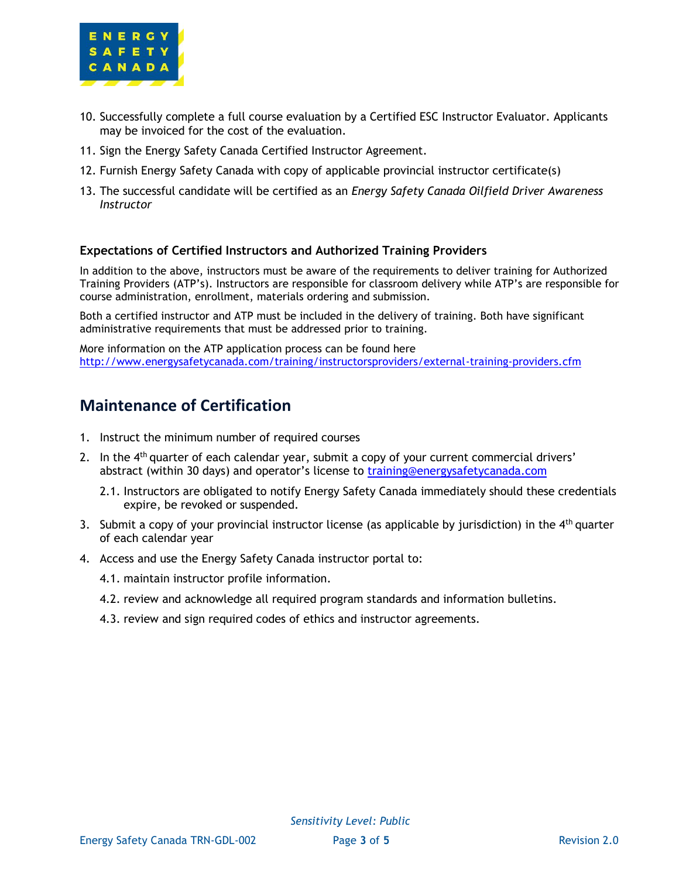10. Successfully complete a full course evaluation by a Certified ESC Instructor Evaluator. Applicants may be invoiced for the cost of the evaluation.
11. Sign the Energy Safety Canada Certified Instructor Agreement.
12. Furnish Energy Safety Canada with copy of applicable provincial instructor certificate(s)
13. The successful candidate will be certified as an *Energy Safety Canada Oilfield Driver Awareness Instructor*

### Expectations of Certified Instructors and Authorized Training Providers

In addition to the above, instructors must be aware of the requirements to deliver training for Authorized Training Providers (ATP's). Instructors are responsible for classroom delivery while ATP's are responsible for course administration, enrollment, materials ordering and submission.

Both a certified instructor and ATP must be included in the delivery of training. Both have significant administrative requirements that must be addressed prior to training.

More information on the ATP application process can be found here [http://www.energysafetycanada.com/training/instructorsproviders/external-training-providers.cfm](http://www.energysafetycanada.com/training/instructorsproviders/external-training-providers.cfm)

## Maintenance of Certification

1. Instruct the minimum number of required courses
2. In the 4th quarter of each calendar year, submit a copy of your current commercial drivers' abstract (within 30 days) and operator's license to [training@energysafetycanada.com](mailto:training@energysafetycanada.com)
   2.1. Instructors are obligated to notify Energy Safety Canada immediately should these credentials expire, be revoked or suspended.
3. Submit a copy of your provincial instructor license (as applicable by jurisdiction) in the 4th quarter of each calendar year
4. Access and use the Energy Safety Canada instructor portal to:
   4.1. maintain instructor profile information.
   4.2. review and acknowledge all required program standards and information bulletins.
   4.3. review and sign required codes of ethics and instructor agreements.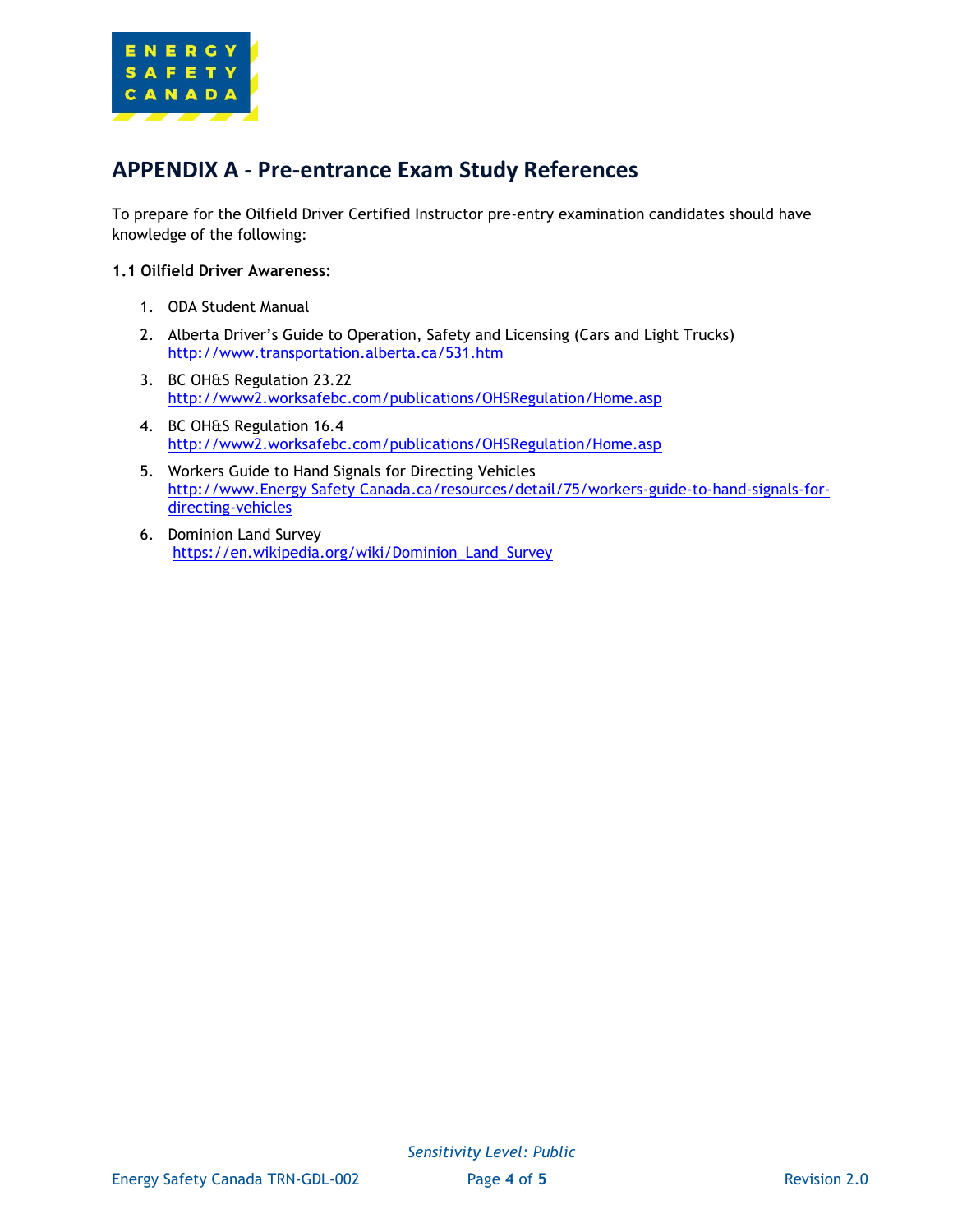## APPENDIX A - Pre-entrance Exam Study References

To prepare for the Oilfield Driver Certified Instructor pre-entry examination candidates should have knowledge of the following:

**1.1 Oilfield Driver Awareness:**

1. ODA Student Manual
2. Alberta Driver's Guide to Operation, Safety and Licensing (Cars and Light Trucks)
   http://www.transportation.alberta.ca/531.htm
3. BC OH&S Regulation 23.22
   http://www2.worksafebc.com/publications/OHSRegulation/Home.asp
4. BC OH&S Regulation 16.4
   http://www2.worksafebc.com/publications/OHSRegulation/Home.asp
5. Workers Guide to Hand Signals for Directing Vehicles
   http://www.Energy Safety Canada.ca/resources/detail/75/workers-guide-to-hand-signals-for-directing-vehicles
6. Dominion Land Survey
   https://en.wikipedia.org/wiki/Dominion_Land_Survey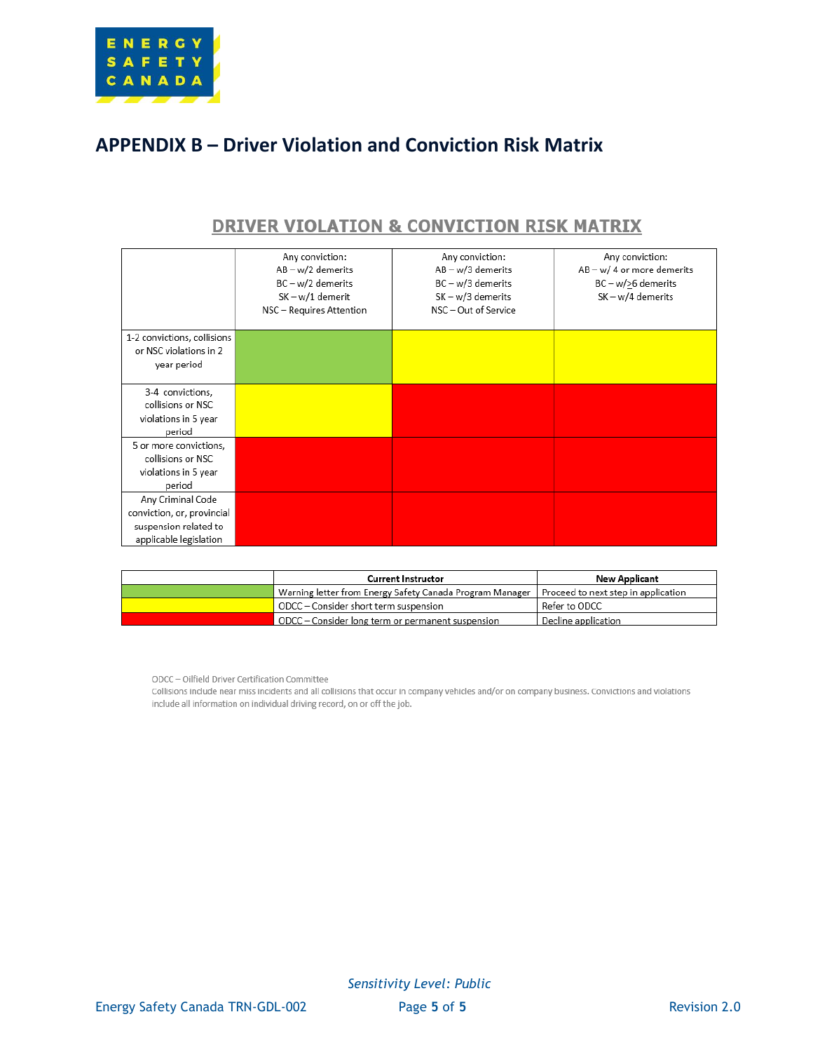## APPENDIX B – Driver Violation and Conviction Risk Matrix

**DRIVER VIOLATION & CONVICTION RISK MATRIX**

| | Any conviction: AB – w/2 demerits BC – w/2 demerits SK – w/1 demerit NSC – Requires Attention | Any conviction: AB – w/3 demerits BC – w/3 demerits SK – w/3 demerits NSC – Out of Service | Any conviction: AB – w/ 4 or more demerits BC – w/≥6 demerits SK – w/4 demerits |
|---|---|---|---|
| 1-2 convictions, collisions or NSC violations in 2 year period | Green | Yellow | Yellow |
| 3-4 convictions, collisions or NSC violations in 5 year period | Yellow | Red | Red |
| 5 or more convictions, collisions or NSC violations in 5 year period | Red | Red | Red |
| Any Criminal Code conviction, or, provincial suspension related to applicable legislation | Red | Red | Red |

| | Current Instructor | New Applicant |
|---|---|---|
| Green | Warning letter from Energy Safety Canada Program Manager | Proceed to next step in application |
| Yellow | ODCC – Consider short term suspension | Refer to ODCC |
| Red | ODCC – Consider long term or permanent suspension | Decline application |

ODCC – Oilfield Driver Certification Committee

Collisions include near miss incidents and all collisions that occur in company vehicles and/or on company business. Convictions and violations include all information on individual driving record, on or off the job.